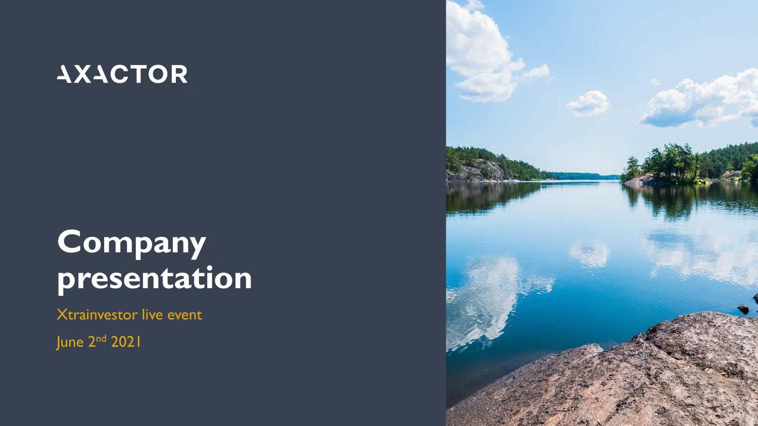AXACTOR

# Company presentation

Xtrainvestor live event

June 2nd 2021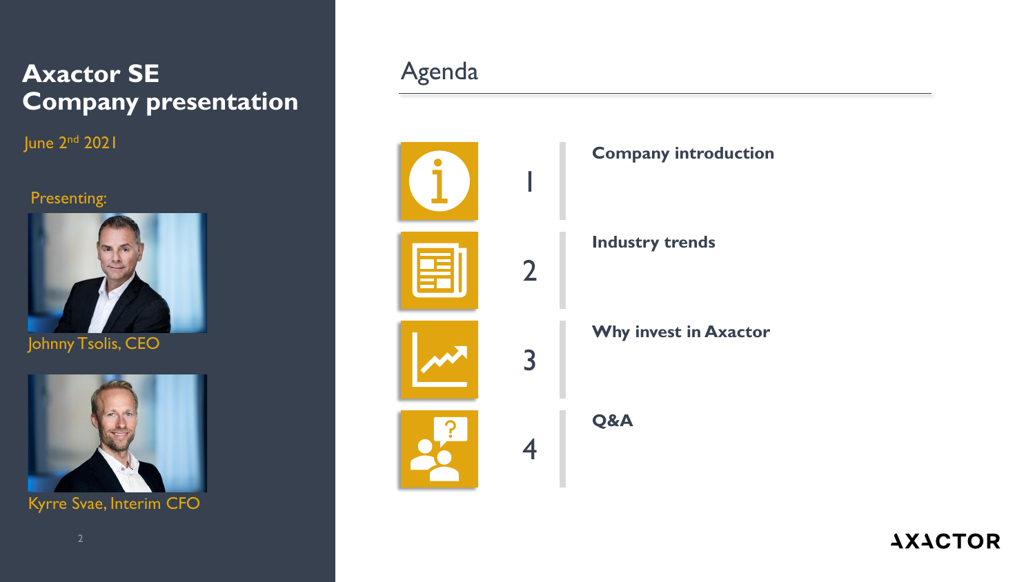# Axactor SE
# Company presentation

June 2nd 2021

Presenting:

Johnny Tsolis, CEO

Kyrre Svae, Interim CFO

## Agenda

1. **Company introduction**
2. **Industry trends**
3. **Why invest in Axactor**
4. **Q&A**

AXACTOR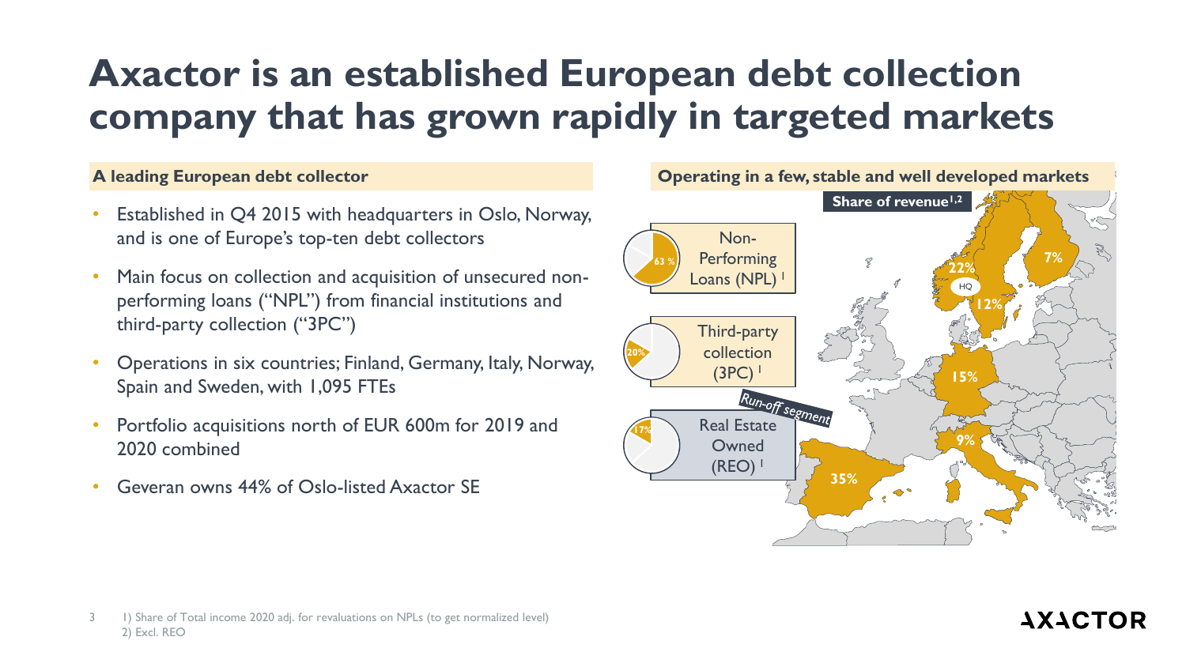# Axactor is an established European debt collection company that has grown rapidly in targeted markets

## A leading European debt collector

- Established in Q4 2015 with headquarters in Oslo, Norway, and is one of Europe's top-ten debt collectors
- Main focus on collection and acquisition of unsecured non-performing loans ("NPL") from financial institutions and third-party collection ("3PC")
- Operations in six countries; Finland, Germany, Italy, Norway, Spain and Sweden, with 1,095 FTEs
- Portfolio acquisitions north of EUR 600m for 2019 and 2020 combined
- Geveran owns 44% of Oslo-listed Axactor SE

## Operating in a few, stable and well developed markets

- Non-Performing Loans (NPL)[1]: 63 %
- Third-party collection (3PC)[1]: 20%
- Real Estate Owned (REO)[1]: 17% — *Run-off segment*

**Share of revenue[1,2]**

| Country | Share |
|---|---|
| Norway (HQ) | 22% |
| Finland | 7% |
| Sweden | 12% |
| Germany | 15% |
| Italy | 9% |
| Spain | 35% |

1) Share of Total income 2020 adj. for revaluations on NPLs (to get normalized level)
2) Excl. REO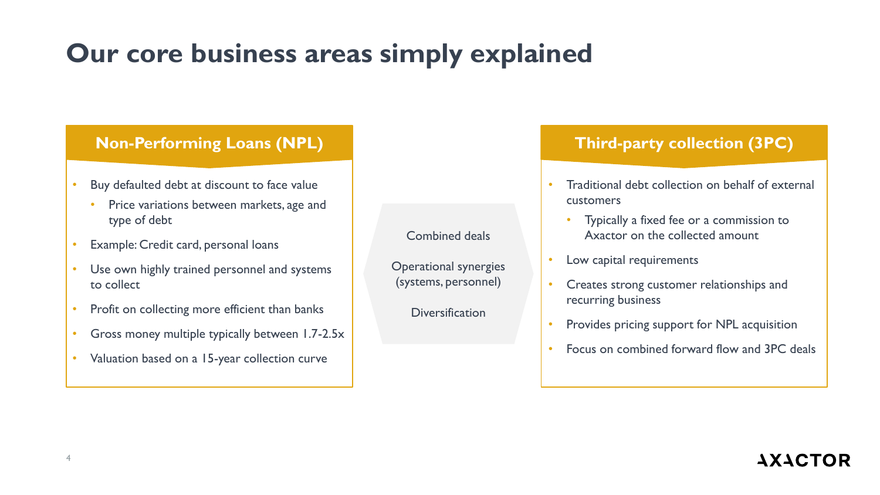# Our core business areas simply explained

## Non-Performing Loans (NPL)

- Buy defaulted debt at discount to face value
  - Price variations between markets, age and type of debt
- Example: Credit card, personal loans
- Use own highly trained personnel and systems to collect
- Profit on collecting more efficient than banks
- Gross money multiple typically between 1.7-2.5x
- Valuation based on a 15-year collection curve

Combined deals

Operational synergies (systems, personnel)

Diversification

## Third-party collection (3PC)

- Traditional debt collection on behalf of external customers
  - Typically a fixed fee or a commission to Axactor on the collected amount
- Low capital requirements
- Creates strong customer relationships and recurring business
- Provides pricing support for NPL acquisition
- Focus on combined forward flow and 3PC deals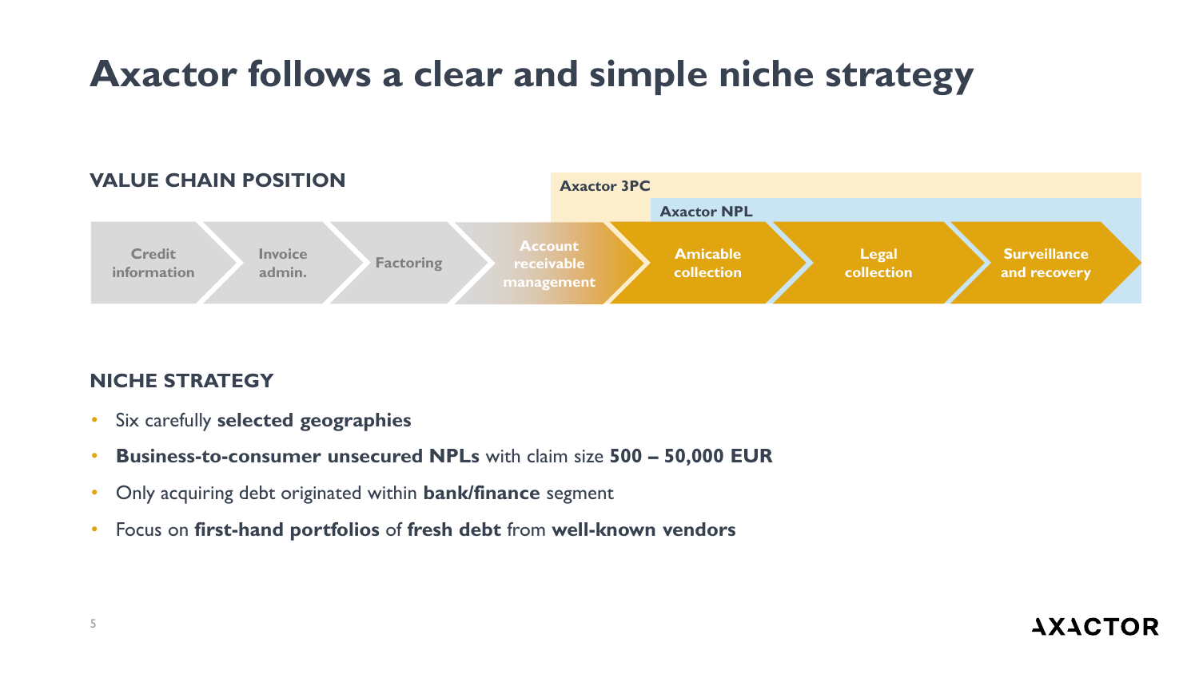# Axactor follows a clear and simple niche strategy

## VALUE CHAIN POSITION

Axactor 3PC

Axactor NPL

Credit information → Invoice admin. → Factoring → Account receivable management → Amicable collection → Legal collection → Surveillance and recovery

## NICHE STRATEGY

- Six carefully **selected geographies**
- **Business-to-consumer unsecured NPLs** with claim size **500 – 50,000 EUR**
- Only acquiring debt originated within **bank/finance** segment
- Focus on **first-hand portfolios** of **fresh debt** from **well-known vendors**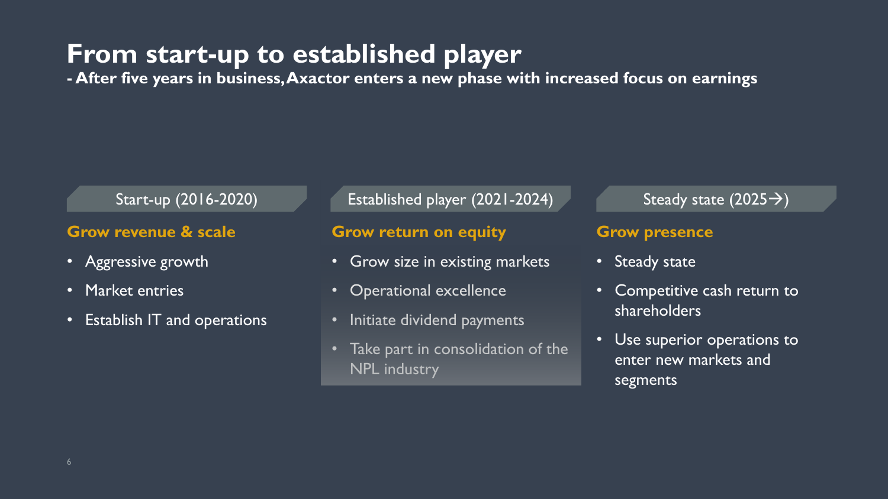# From start-up to established player

**- After five years in business, Axactor enters a new phase with increased focus on earnings**

### Start-up (2016-2020)

**Grow revenue & scale**

- Aggressive growth
- Market entries
- Establish IT and operations

### Established player (2021-2024)

**Grow return on equity**

- Grow size in existing markets
- Operational excellence
- Initiate dividend payments
- Take part in consolidation of the NPL industry

### Steady state (2025→)

**Grow presence**

- Steady state
- Competitive cash return to shareholders
- Use superior operations to enter new markets and segments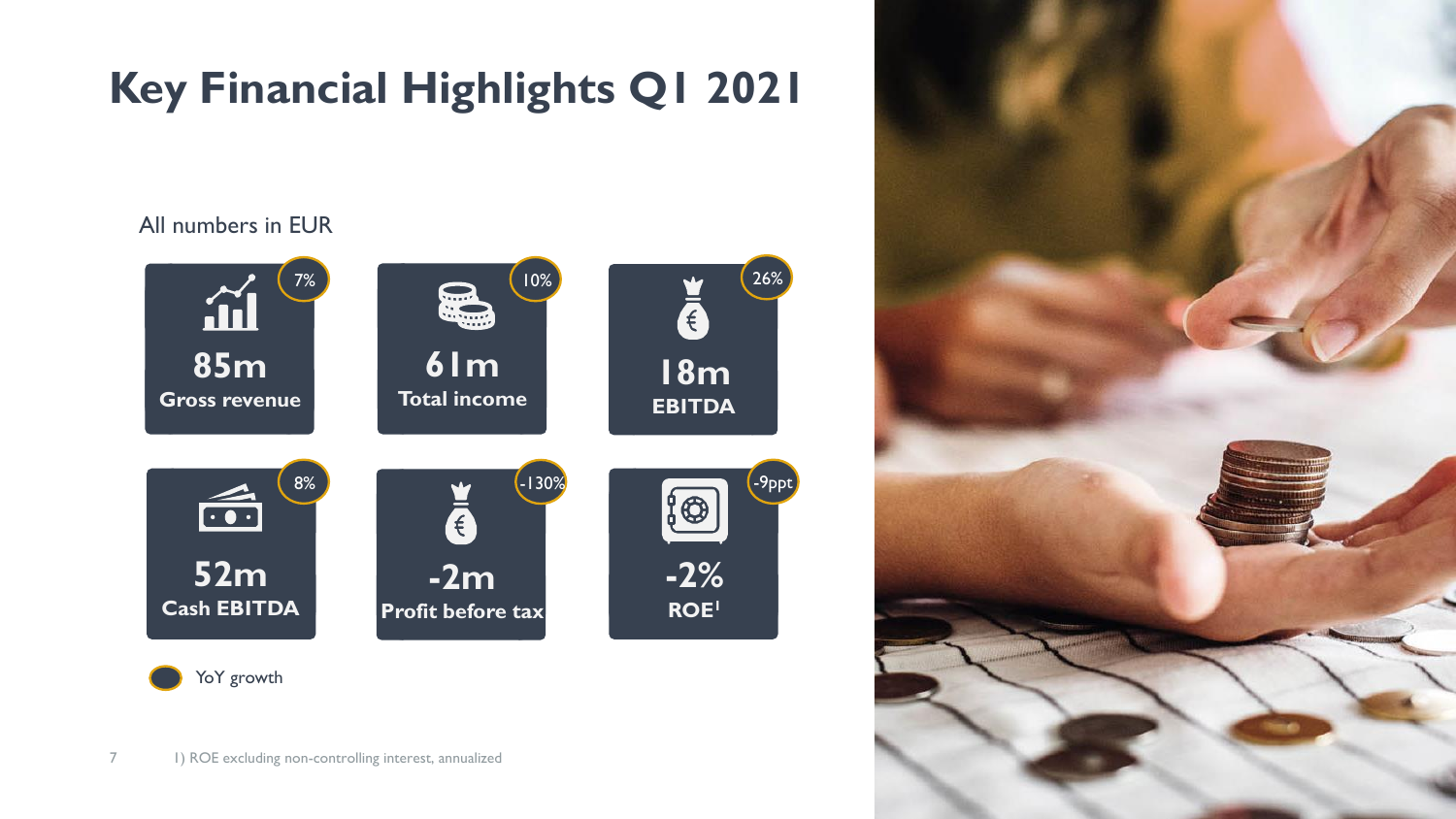# Key Financial Highlights Q1 2021

All numbers in EUR

| Metric | Value | YoY growth |
| --- | --- | --- |
| Gross revenue | 85m | 7% |
| Total income | 61m | 10% |
| EBITDA | 18m | 26% |
| Cash EBITDA | 52m | 8% |
| Profit before tax | -2m | -130% |
| ROE[1] | -2% | -9ppt |

YoY growth

1) ROE excluding non-controlling interest, annualized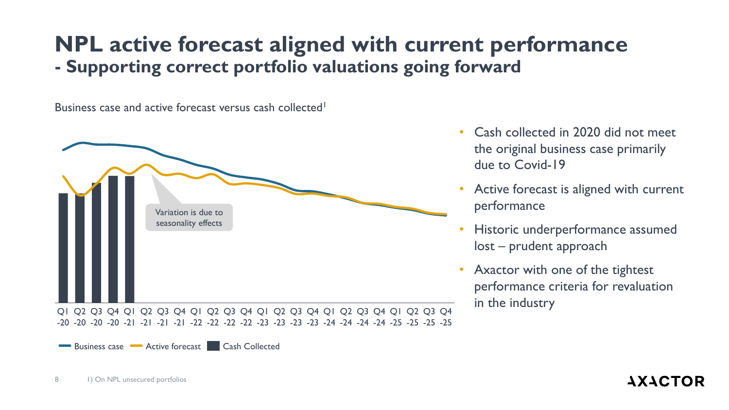# NPL active forecast aligned with current performance
## - Supporting correct portfolio valuations going forward

Business case and active forecast versus cash collected[1]

Variation is due to seasonality effects

Q1 -20, Q2 -20, Q3 -20, Q4 -20, Q1 -21, Q2 -21, Q3 -21, Q4 -21, Q1 -22, Q2 -22, Q3 -22, Q4 -22, Q1 -23, Q2 -23, Q3 -23, Q4 -23, Q1 -24, Q2 -24, Q3 -24, Q4 -24, Q1 -25, Q2 -25, Q3 -25, Q4 -25

Business case | Active forecast | Cash Collected

- Cash collected in 2020 did not meet the original business case primarily due to Covid-19
- Active forecast is aligned with current performance
- Historic underperformance assumed lost – prudent approach
- Axactor with one of the tightest performance criteria for revaluation in the industry

1) On NPL unsecured portfolios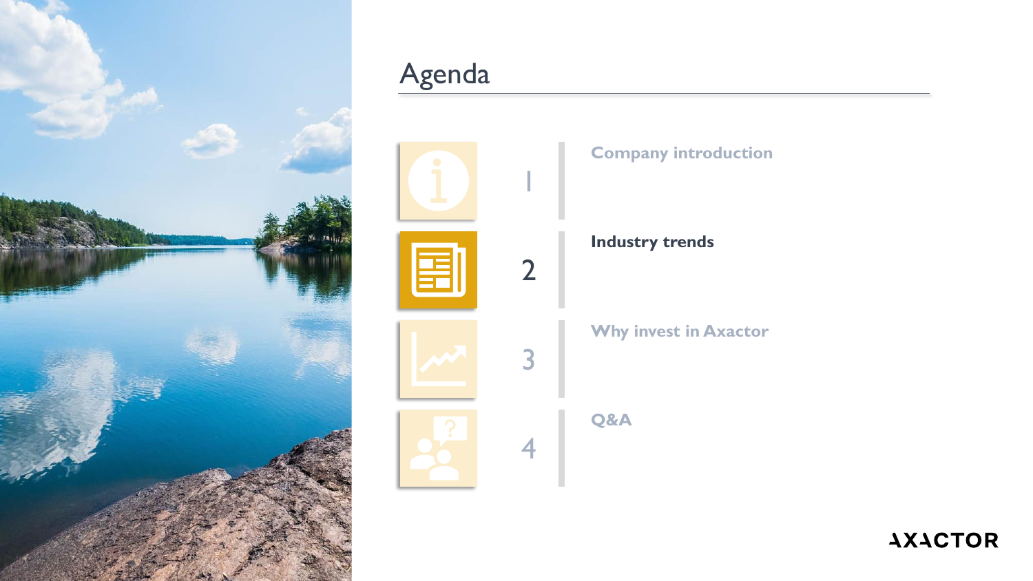# Agenda

1. Company introduction
2. **Industry trends**
3. Why invest in Axactor
4. Q&A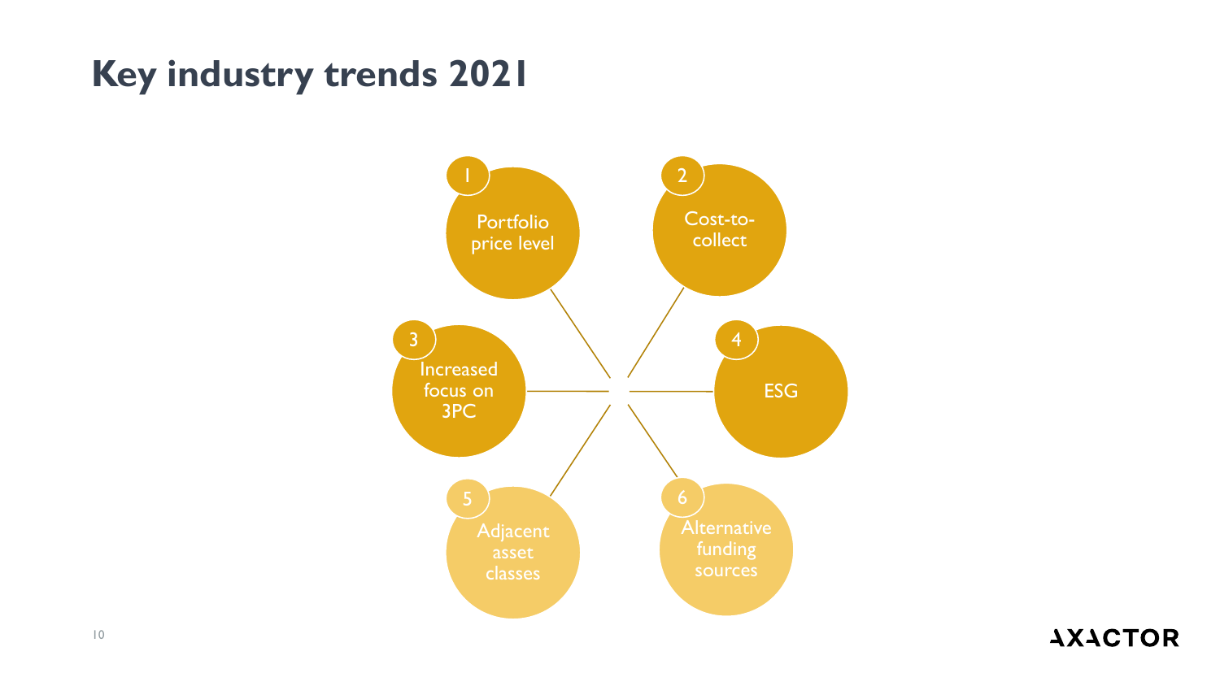# Key industry trends 2021

1. Portfolio price level
2. Cost-to-collect
3. Increased focus on 3PC
4. ESG
5. Adjacent asset classes
6. Alternative funding sources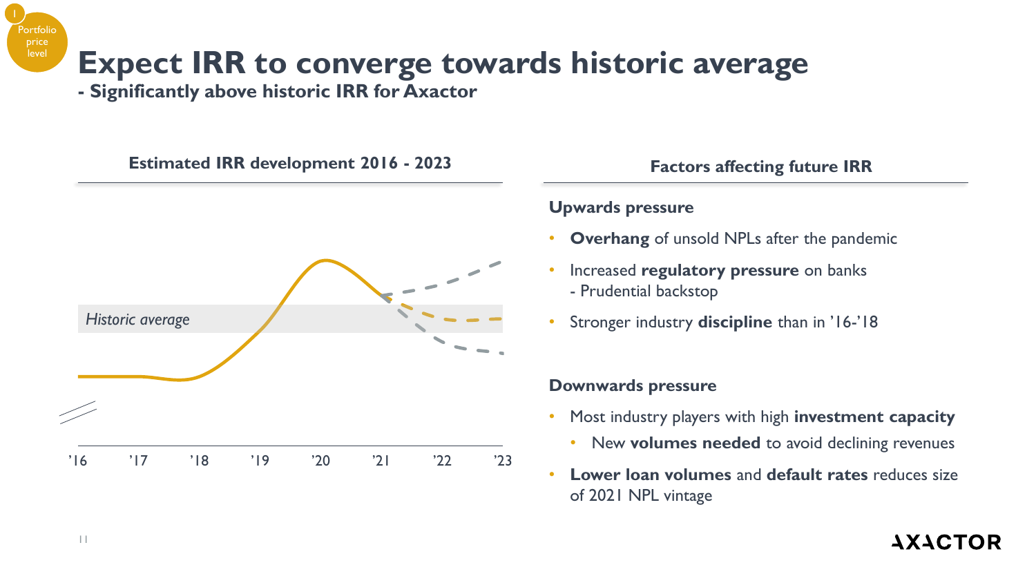# Expect IRR to converge towards historic average

## - Significantly above historic IRR for Axactor

### Estimated IRR development 2016 - 2023

*Historic average*

'16 '17 '18 '19 '20 '21 '22 '23

### Factors affecting future IRR

**Upwards pressure**

- **Overhang** of unsold NPLs after the pandemic
- Increased **regulatory pressure** on banks
  - Prudential backstop
- Stronger industry **discipline** than in '16-'18

**Downwards pressure**

- Most industry players with high **investment capacity**
  - New **volumes needed** to avoid declining revenues
- **Lower loan volumes** and **default rates** reduces size of 2021 NPL vintage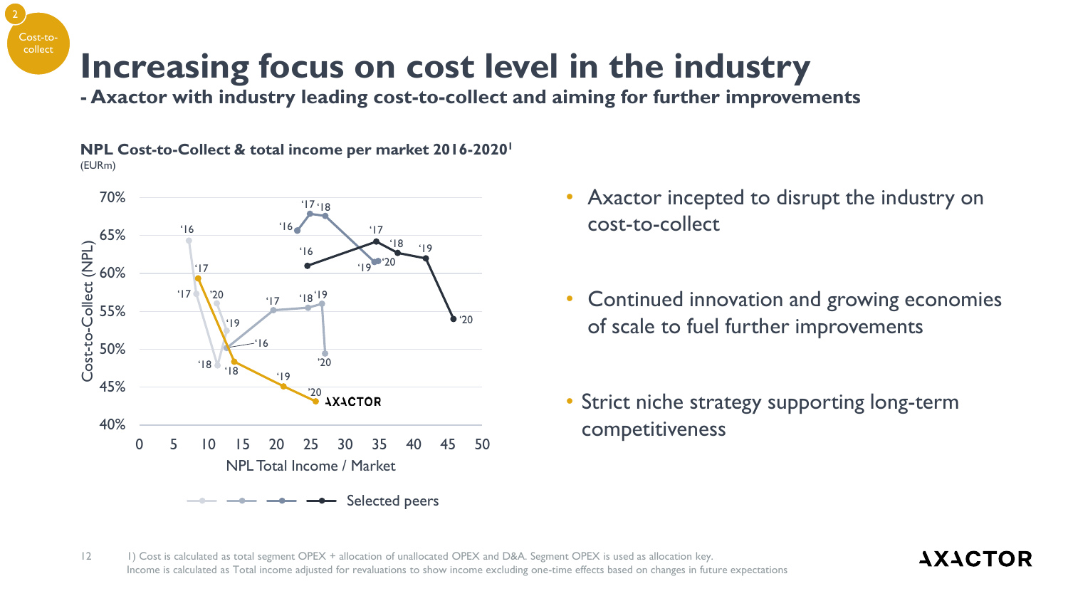2

Cost-to-collect

# Increasing focus on cost level in the industry

## - Axactor with industry leading cost-to-collect and aiming for further improvements

**NPL Cost-to-Collect & total income per market 2016-2020[1]**

(EURm)

- Axactor incepted to disrupt the industry on cost-to-collect
- Continued innovation and growing economies of scale to fuel further improvements
- Strict niche strategy supporting long-term competitiveness

1) Cost is calculated as total segment OPEX + allocation of unallocated OPEX and D&A. Segment OPEX is used as allocation key.
Income is calculated as Total income adjusted for revaluations to show income excluding one-time effects based on changes in future expectations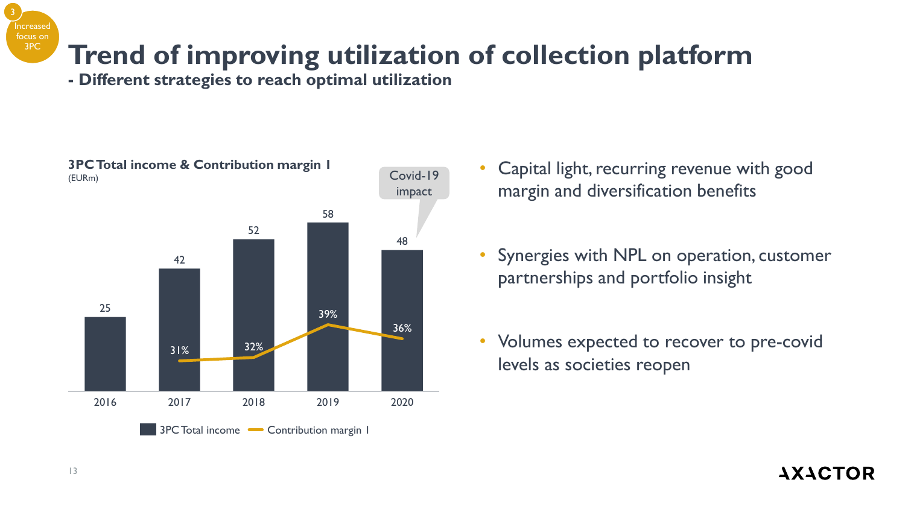Increased focus on 3PC

# Trend of improving utilization of collection platform

## - Different strategies to reach optimal utilization

**3PC Total income & Contribution margin I**
(EURm)

| | 2016 | 2017 | 2018 | 2019 | 2020 |
|---|---|---|---|---|---|
| 3PC Total income | 25 | 42 | 52 | 58 | 48 |
| Contribution margin I | | 31% | 32% | 39% | 36% |

Covid-19 impact

- Capital light, recurring revenue with good margin and diversification benefits
- Synergies with NPL on operation, customer partnerships and portfolio insight
- Volumes expected to recover to pre-covid levels as societies reopen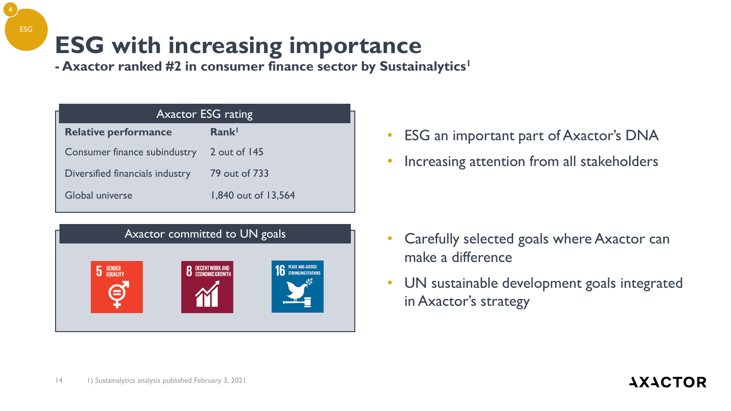# ESG with increasing importance

## - Axactor ranked #2 in consumer finance sector by Sustainalytics[1]

**Axactor ESG rating**

| Relative performance | Rank[1] |
|---|---|
| Consumer finance subindustry | 2 out of 145 |
| Diversified financials industry | 79 out of 733 |
| Global universe | 1,840 out of 13,564 |

**Axactor committed to UN goals**

- 5 GENDER EQUALITY
- 8 DECENT WORK AND ECONOMIC GROWTH
- 16 PEACE AND JUSTICE STRONG INSTITUTIONS

- ESG an important part of Axactor's DNA
- Increasing attention from all stakeholders

- Carefully selected goals where Axactor can make a difference
- UN sustainable development goals integrated in Axactor's strategy

1) Sustainalytics analysis published February 3, 2021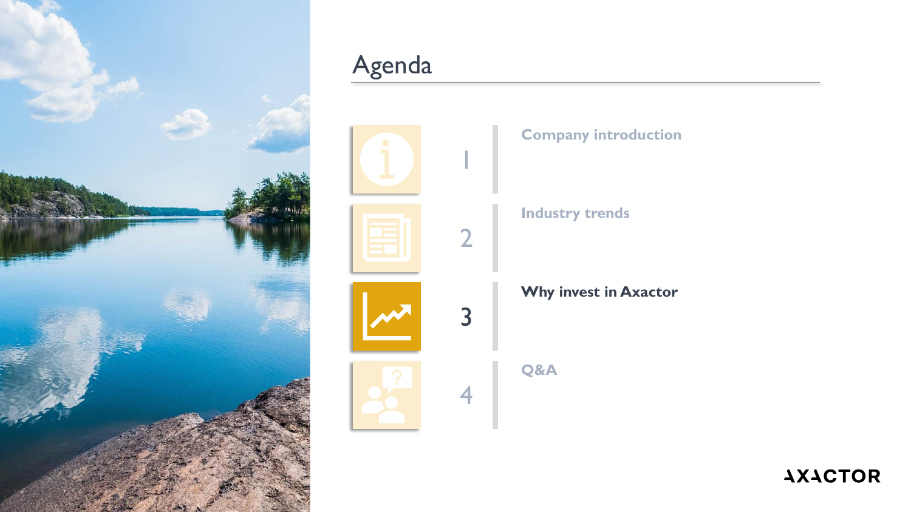# Agenda

1. Company introduction
2. Industry trends
3. **Why invest in Axactor**
4. Q&A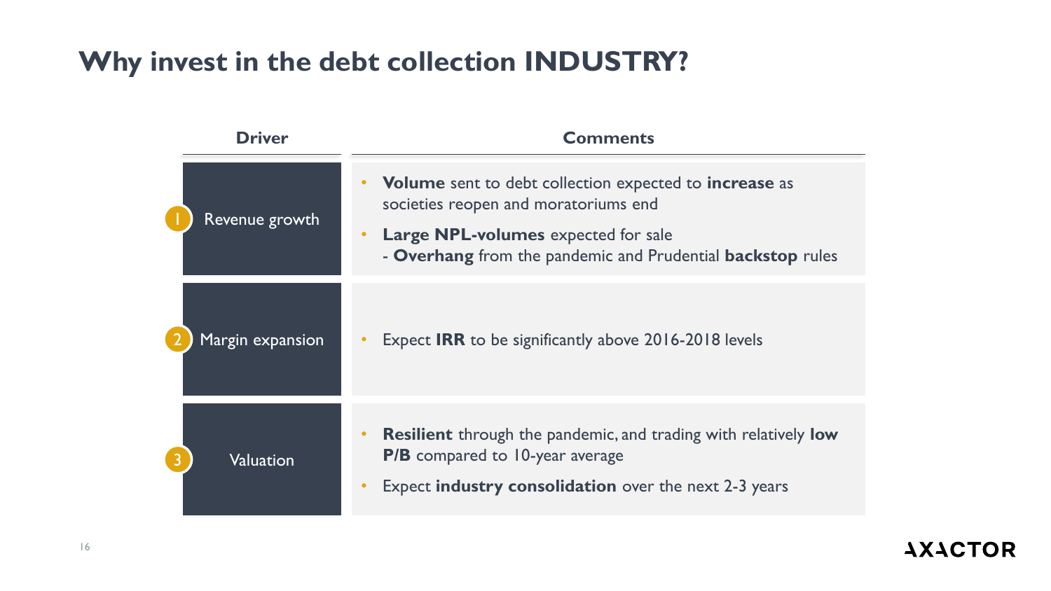# Why invest in the debt collection INDUSTRY?

| Driver | Comments |
| --- | --- |
| 1 Revenue growth | • **Volume** sent to debt collection expected to **increase** as societies reopen and moratoriums end<br>• **Large NPL-volumes** expected for sale<br>- **Overhang** from the pandemic and Prudential **backstop** rules |
| 2 Margin expansion | • Expect **IRR** to be significantly above 2016-2018 levels |
| 3 Valuation | • **Resilient** through the pandemic, and trading with relatively **low P/B** compared to 10-year average<br>• Expect **industry consolidation** over the next 2-3 years |

AXACTOR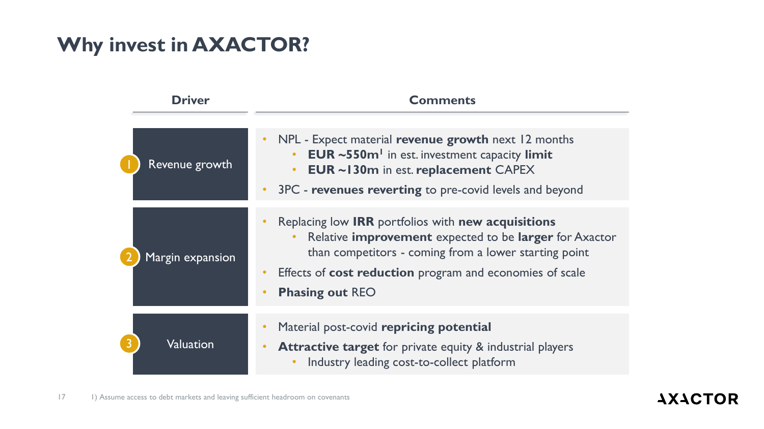# Why invest in AXACTOR?

| Driver | Comments |
| --- | --- |
| 1 Revenue growth | • NPL - Expect material **revenue growth** next 12 months<br>  • **EUR ~550m**[1] in est. investment capacity **limit**<br>  • **EUR ~130m** in est. **replacement** CAPEX<br>• 3PC - **revenues reverting** to pre-covid levels and beyond |
| 2 Margin expansion | • Replacing low **IRR** portfolios with **new acquisitions**<br>  • Relative **improvement** expected to be **larger** for Axactor than competitors - coming from a lower starting point<br>• Effects of **cost reduction** program and economies of scale<br>• **Phasing out** REO |
| 3 Valuation | • Material post-covid **repricing potential**<br>• **Attractive target** for private equity & industrial players<br>  • Industry leading cost-to-collect platform |

1) Assume access to debt markets and leaving sufficient headroom on covenants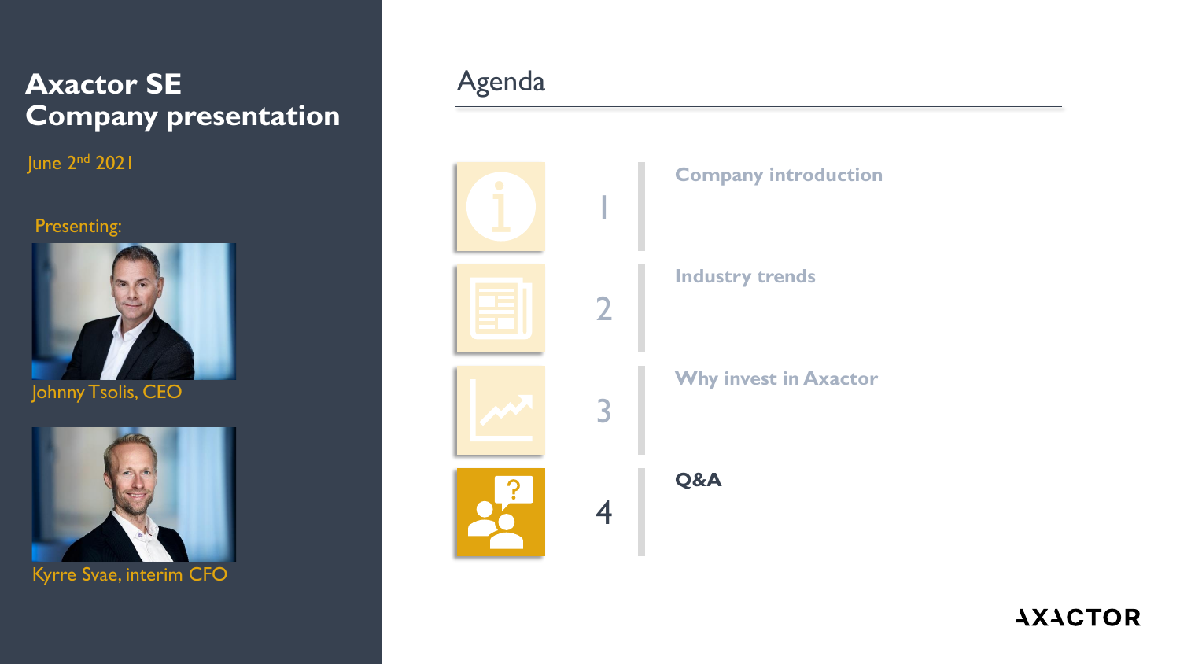# Axactor SE
# Company presentation

June 2nd 2021

Presenting:

Johnny Tsolis, CEO

Kyrre Svae, interim CFO

## Agenda

1. Company introduction
2. Industry trends
3. Why invest in Axactor
4. **Q&A**

AXACTOR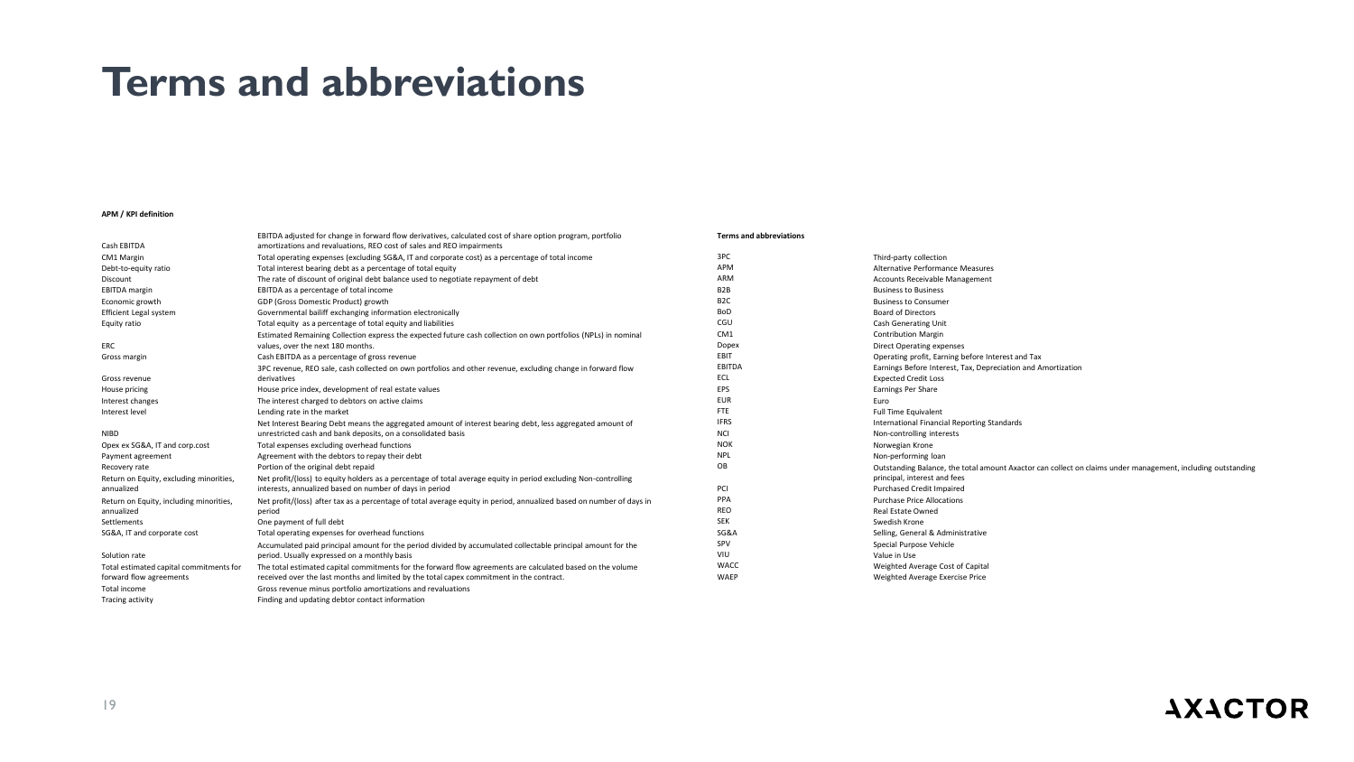# Terms and abbreviations

**APM / KPI definition**

| | |
|---|---|
| Cash EBITDA | EBITDA adjusted for change in forward flow derivatives, calculated cost of share option program, portfolio amortizations and revaluations, REO cost of sales and REO impairments |
| CM1 Margin | Total operating expenses (excluding SG&A, IT and corporate cost) as a percentage of total income |
| Debt-to-equity ratio | Total interest bearing debt as a percentage of total equity |
| Discount | The rate of discount of original debt balance used to negotiate repayment of debt |
| EBITDA margin | EBITDA as a percentage of total income |
| Economic growth | GDP (Gross Domestic Product) growth |
| Efficient Legal system | Governmental bailiff exchanging information electronically |
| Equity ratio | Total equity as a percentage of total equity and liabilities |
| ERC | Estimated Remaining Collection express the expected future cash collection on own portfolios (NPLs) in nominal values, over the next 180 months. |
| Gross margin | Cash EBITDA as a percentage of gross revenue |
| Gross revenue | 3PC revenue, REO sale, cash collected on own portfolios and other revenue, excluding change in forward flow derivatives |
| House pricing | House price index, development of real estate values |
| Interest changes | The interest charged to debtors on active claims |
| Interest level | Lending rate in the market |
| NIBD | Net Interest Bearing Debt means the aggregated amount of interest bearing debt, less aggregated amount of unrestricted cash and bank deposits, on a consolidated basis |
| Opex ex SG&A, IT and corp.cost | Total expenses excluding overhead functions |
| Payment agreement | Agreement with the debtors to repay their debt |
| Recovery rate | Portion of the original debt repaid |
| Return on Equity, excluding minorities, annualized | Net profit/(loss) to equity holders as a percentage of total average equity in period excluding Non-controlling interests, annualized based on number of days in period |
| Return on Equity, including minorities, annualized | Net profit/(loss) after tax as a percentage of total average equity in period, annualized based on number of days in period |
| Settlements | One payment of full debt |
| SG&A, IT and corporate cost | Total operating expenses for overhead functions |
| Solution rate | Accumulated paid principal amount for the period divided by accumulated collectable principal amount for the period. Usually expressed on a monthly basis |
| Total estimated capital commitments for forward flow agreements | The total estimated capital commitments for the forward flow agreements are calculated based on the volume received over the last months and limited by the total capex commitment in the contract. |
| Total income | Gross revenue minus portfolio amortizations and revaluations |
| Tracing activity | Finding and updating debtor contact information |

**Terms and abbreviations**

| | |
|---|---|
| 3PC | Third-party collection |
| APM | Alternative Performance Measures |
| ARM | Accounts Receivable Management |
| B2B | Business to Business |
| B2C | Business to Consumer |
| BoD | Board of Directors |
| CGU | Cash Generating Unit |
| CM1 | Contribution Margin |
| Dopex | Direct Operating expenses |
| EBIT | Operating profit, Earning before Interest and Tax |
| EBITDA | Earnings Before Interest, Tax, Depreciation and Amortization |
| ECL | Expected Credit Loss |
| EPS | Earnings Per Share |
| EUR | Euro |
| FTE | Full Time Equivalent |
| IFRS | International Financial Reporting Standards |
| NCI | Non-controlling interests |
| NOK | Norwegian Krone |
| NPL | Non-performing loan |
| OB | Outstanding Balance, the total amount Axactor can collect on claims under management, including outstanding principal, interest and fees |
| PCI | Purchased Credit Impaired |
| PPA | Purchase Price Allocations |
| REO | Real Estate Owned |
| SEK | Swedish Krone |
| SG&A | Selling, General & Administrative |
| SPV | Special Purpose Vehicle |
| VIU | Value in Use |
| WACC | Weighted Average Cost of Capital |
| WAEP | Weighted Average Exercise Price |